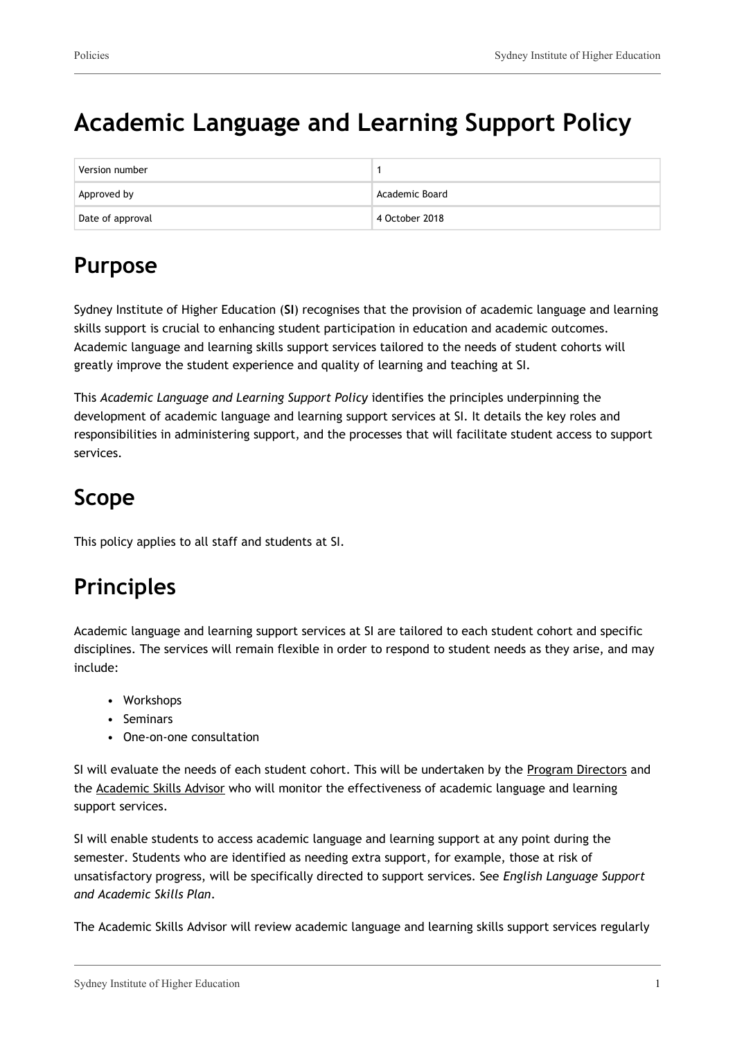# Academic Language and Learning Support Policy

| Version number | 1 |
| --- | --- |
| Approved by | Academic Board |
| Date of approval | 4 October 2018 |

## Purpose

Sydney Institute of Higher Education (**SI**) recognises that the provision of academic language and learning skills support is crucial to enhancing student participation in education and academic outcomes. Academic language and learning skills support services tailored to the needs of student cohorts will greatly improve the student experience and quality of learning and teaching at SI.

This *Academic Language and Learning Support Policy* identifies the principles underpinning the development of academic language and learning support services at SI. It details the key roles and responsibilities in administering support, and the processes that will facilitate student access to support services.

## Scope

This policy applies to all staff and students at SI.

## Principles

Academic language and learning support services at SI are tailored to each student cohort and specific disciplines. The services will remain flexible in order to respond to student needs as they arise, and may include:

- Workshops
- Seminars
- One-on-one consultation

SI will evaluate the needs of each student cohort. This will be undertaken by the Program Directors and the Academic Skills Advisor who will monitor the effectiveness of academic language and learning support services.

SI will enable students to access academic language and learning support at any point during the semester. Students who are identified as needing extra support, for example, those at risk of unsatisfactory progress, will be specifically directed to support services. See *English Language Support and Academic Skills Plan*.

The Academic Skills Advisor will review academic language and learning skills support services regularly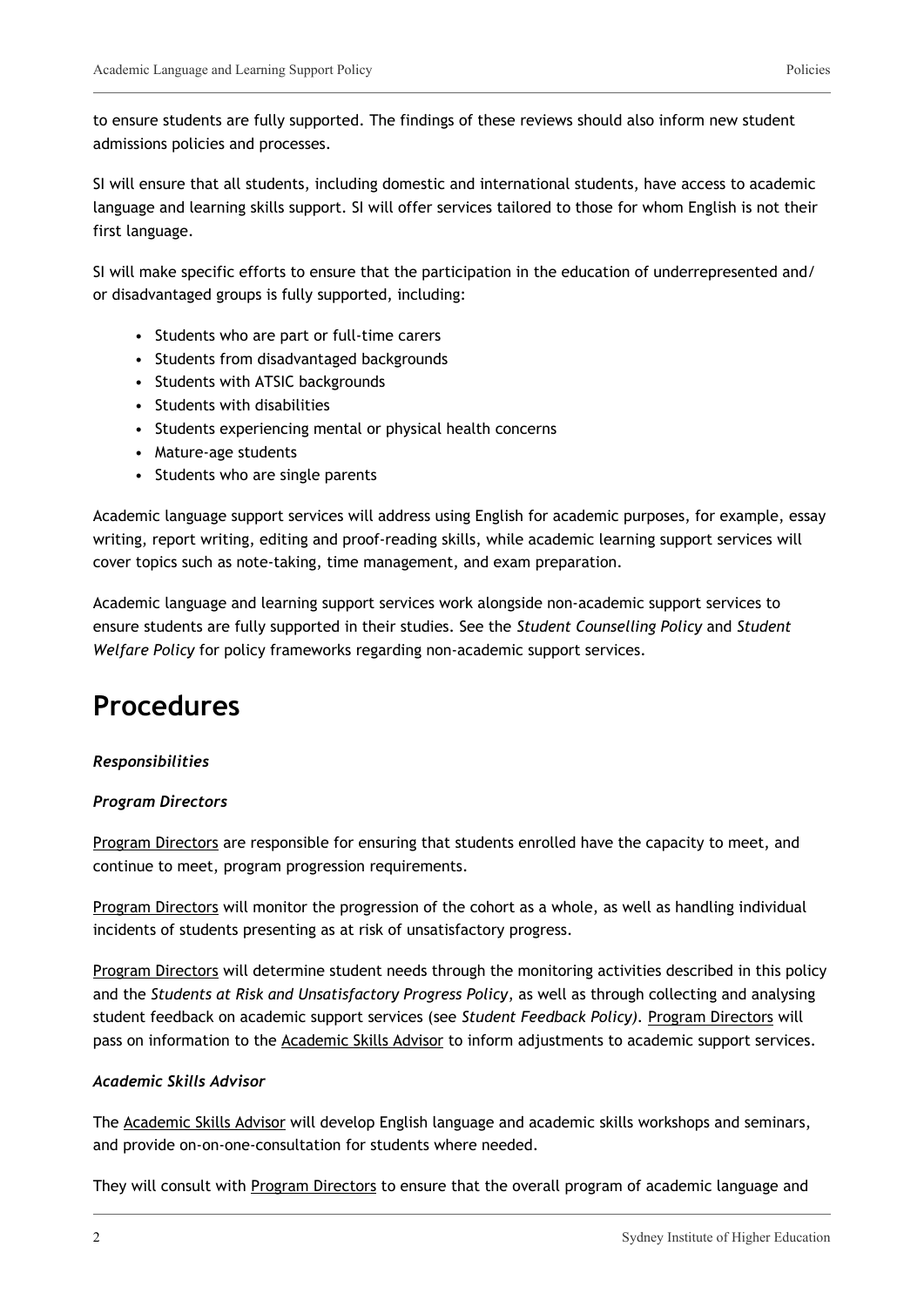to ensure students are fully supported. The findings of these reviews should also inform new student admissions policies and processes.

SI will ensure that all students, including domestic and international students, have access to academic language and learning skills support. SI will offer services tailored to those for whom English is not their first language.

SI will make specific efforts to ensure that the participation in the education of underrepresented and/or disadvantaged groups is fully supported, including:

- Students who are part or full-time carers
- Students from disadvantaged backgrounds
- Students with ATSIC backgrounds
- Students with disabilities
- Students experiencing mental or physical health concerns
- Mature-age students
- Students who are single parents

Academic language support services will address using English for academic purposes, for example, essay writing, report writing, editing and proof-reading skills, while academic learning support services will cover topics such as note-taking, time management, and exam preparation.

Academic language and learning support services work alongside non-academic support services to ensure students are fully supported in their studies. See the *Student Counselling Policy* and *Student Welfare Policy* for policy frameworks regarding non-academic support services.

# Procedures

***Responsibilities***

***Program Directors***

Program Directors are responsible for ensuring that students enrolled have the capacity to meet, and continue to meet, program progression requirements.

Program Directors will monitor the progression of the cohort as a whole, as well as handling individual incidents of students presenting as at risk of unsatisfactory progress.

Program Directors will determine student needs through the monitoring activities described in this policy and the *Students at Risk and Unsatisfactory Progress Policy*, as well as through collecting and analysing student feedback on academic support services (see *Student Feedback Policy)*. Program Directors will pass on information to the Academic Skills Advisor to inform adjustments to academic support services.

***Academic Skills Advisor***

The Academic Skills Advisor will develop English language and academic skills workshops and seminars, and provide on-on-one-consultation for students where needed.

They will consult with Program Directors to ensure that the overall program of academic language and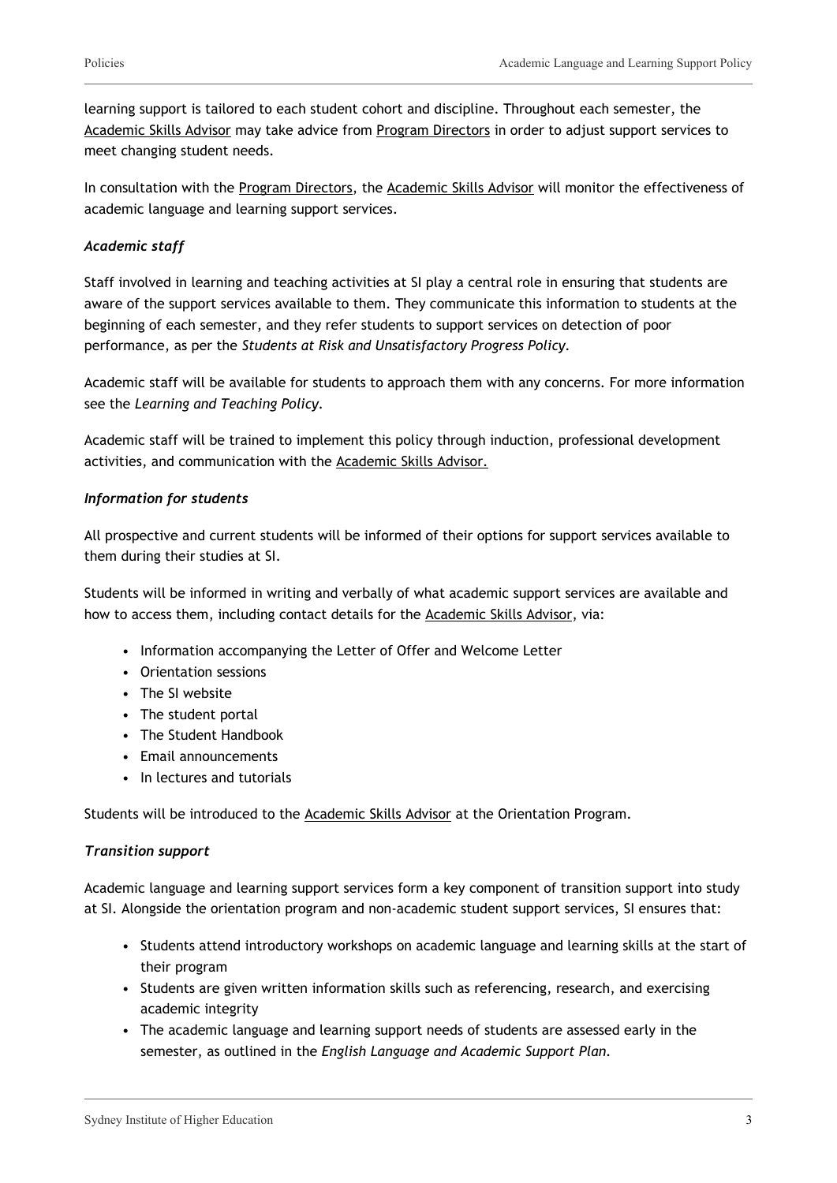learning support is tailored to each student cohort and discipline. Throughout each semester, the Academic Skills Advisor may take advice from Program Directors in order to adjust support services to meet changing student needs.

In consultation with the Program Directors, the Academic Skills Advisor will monitor the effectiveness of academic language and learning support services.

***Academic staff***

Staff involved in learning and teaching activities at SI play a central role in ensuring that students are aware of the support services available to them. They communicate this information to students at the beginning of each semester, and they refer students to support services on detection of poor performance, as per the *Students at Risk and Unsatisfactory Progress Policy*.

Academic staff will be available for students to approach them with any concerns. For more information see the *Learning and Teaching Policy*.

Academic staff will be trained to implement this policy through induction, professional development activities, and communication with the Academic Skills Advisor.

***Information for students***

All prospective and current students will be informed of their options for support services available to them during their studies at SI.

Students will be informed in writing and verbally of what academic support services are available and how to access them, including contact details for the Academic Skills Advisor, via:

- Information accompanying the Letter of Offer and Welcome Letter
- Orientation sessions
- The SI website
- The student portal
- The Student Handbook
- Email announcements
- In lectures and tutorials

Students will be introduced to the Academic Skills Advisor at the Orientation Program.

***Transition support***

Academic language and learning support services form a key component of transition support into study at SI. Alongside the orientation program and non-academic student support services, SI ensures that:

- Students attend introductory workshops on academic language and learning skills at the start of their program
- Students are given written information skills such as referencing, research, and exercising academic integrity
- The academic language and learning support needs of students are assessed early in the semester, as outlined in the *English Language and Academic Support Plan*.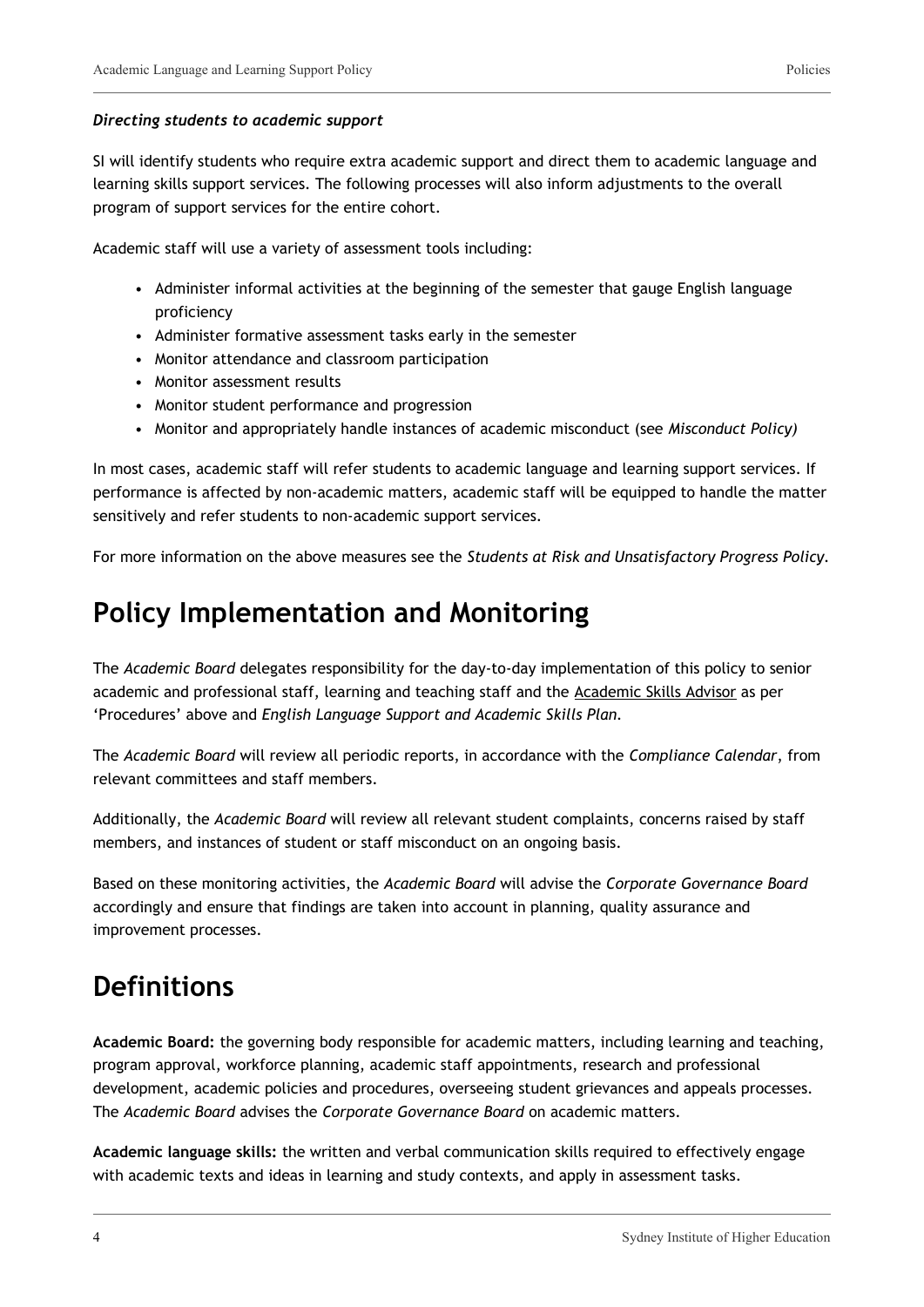***Directing students to academic support***

SI will identify students who require extra academic support and direct them to academic language and learning skills support services. The following processes will also inform adjustments to the overall program of support services for the entire cohort.

Academic staff will use a variety of assessment tools including:

- Administer informal activities at the beginning of the semester that gauge English language proficiency
- Administer formative assessment tasks early in the semester
- Monitor attendance and classroom participation
- Monitor assessment results
- Monitor student performance and progression
- Monitor and appropriately handle instances of academic misconduct (see *Misconduct Policy)*

In most cases, academic staff will refer students to academic language and learning support services. If performance is affected by non-academic matters, academic staff will be equipped to handle the matter sensitively and refer students to non-academic support services.

For more information on the above measures see the *Students at Risk and Unsatisfactory Progress Policy*.

# Policy Implementation and Monitoring

The *Academic Board* delegates responsibility for the day-to-day implementation of this policy to senior academic and professional staff, learning and teaching staff and the Academic Skills Advisor as per 'Procedures' above and *English Language Support and Academic Skills Plan*.

The *Academic Board* will review all periodic reports, in accordance with the *Compliance Calendar*, from relevant committees and staff members.

Additionally, the *Academic Board* will review all relevant student complaints, concerns raised by staff members, and instances of student or staff misconduct on an ongoing basis.

Based on these monitoring activities, the *Academic Board* will advise the *Corporate Governance Board* accordingly and ensure that findings are taken into account in planning, quality assurance and improvement processes.

# Definitions

**Academic Board:** the governing body responsible for academic matters, including learning and teaching, program approval, workforce planning, academic staff appointments, research and professional development, academic policies and procedures, overseeing student grievances and appeals processes. The *Academic Board* advises the *Corporate Governance Board* on academic matters.

**Academic language skills:** the written and verbal communication skills required to effectively engage with academic texts and ideas in learning and study contexts, and apply in assessment tasks.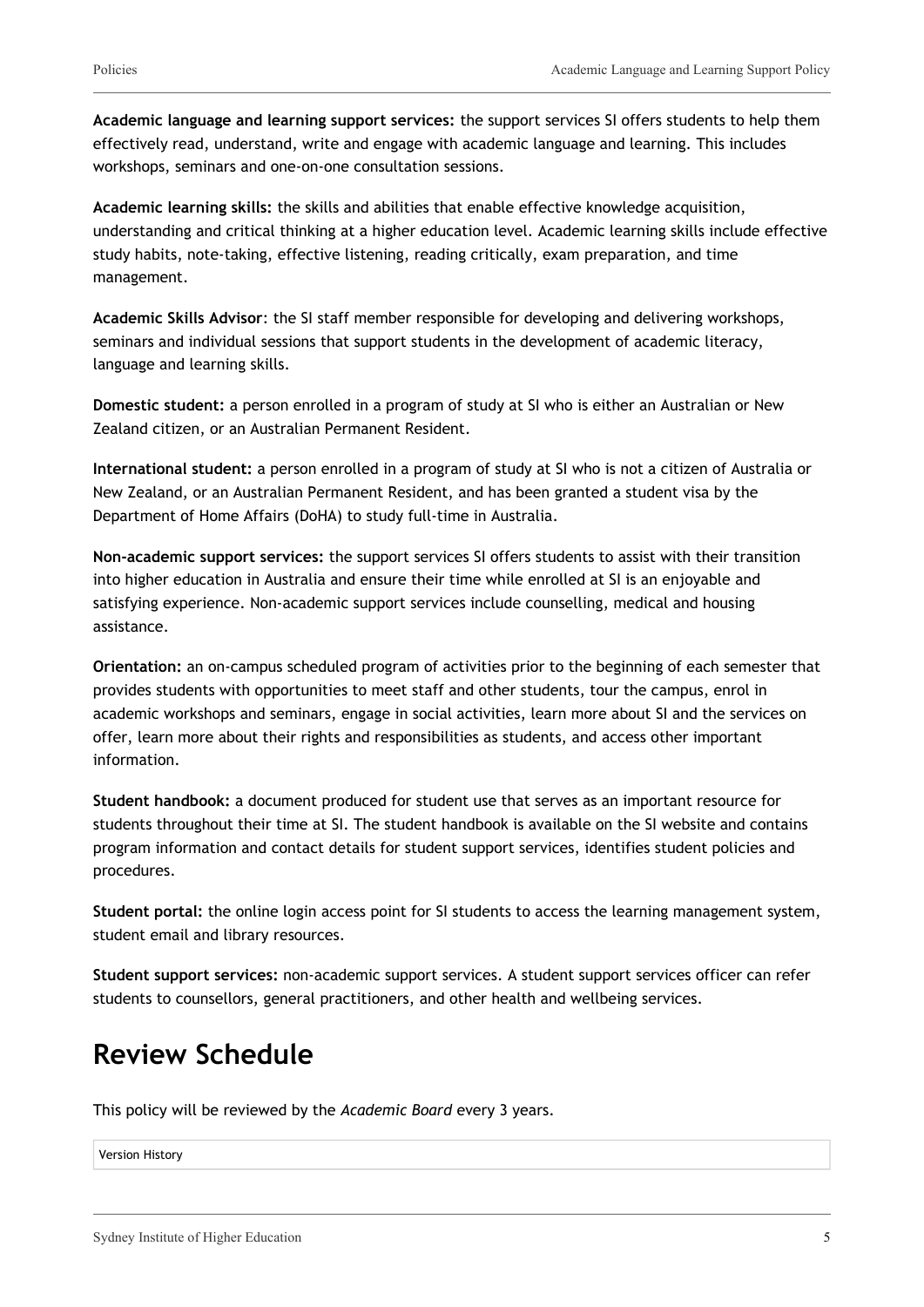**Academic language and learning support services:** the support services SI offers students to help them effectively read, understand, write and engage with academic language and learning. This includes workshops, seminars and one-on-one consultation sessions.

**Academic learning skills:** the skills and abilities that enable effective knowledge acquisition, understanding and critical thinking at a higher education level. Academic learning skills include effective study habits, note-taking, effective listening, reading critically, exam preparation, and time management.

**Academic Skills Advisor**: the SI staff member responsible for developing and delivering workshops, seminars and individual sessions that support students in the development of academic literacy, language and learning skills.

**Domestic student:** a person enrolled in a program of study at SI who is either an Australian or New Zealand citizen, or an Australian Permanent Resident.

**International student:** a person enrolled in a program of study at SI who is not a citizen of Australia or New Zealand, or an Australian Permanent Resident, and has been granted a student visa by the Department of Home Affairs (DoHA) to study full-time in Australia.

**Non-academic support services:** the support services SI offers students to assist with their transition into higher education in Australia and ensure their time while enrolled at SI is an enjoyable and satisfying experience. Non-academic support services include counselling, medical and housing assistance.

**Orientation:** an on-campus scheduled program of activities prior to the beginning of each semester that provides students with opportunities to meet staff and other students, tour the campus, enrol in academic workshops and seminars, engage in social activities, learn more about SI and the services on offer, learn more about their rights and responsibilities as students, and access other important information.

**Student handbook:** a document produced for student use that serves as an important resource for students throughout their time at SI. The student handbook is available on the SI website and contains program information and contact details for student support services, identifies student policies and procedures.

**Student portal:** the online login access point for SI students to access the learning management system, student email and library resources.

**Student support services:** non-academic support services. A student support services officer can refer students to counsellors, general practitioners, and other health and wellbeing services.

## Review Schedule

This policy will be reviewed by the *Academic Board* every 3 years.

| Version History |
| --- |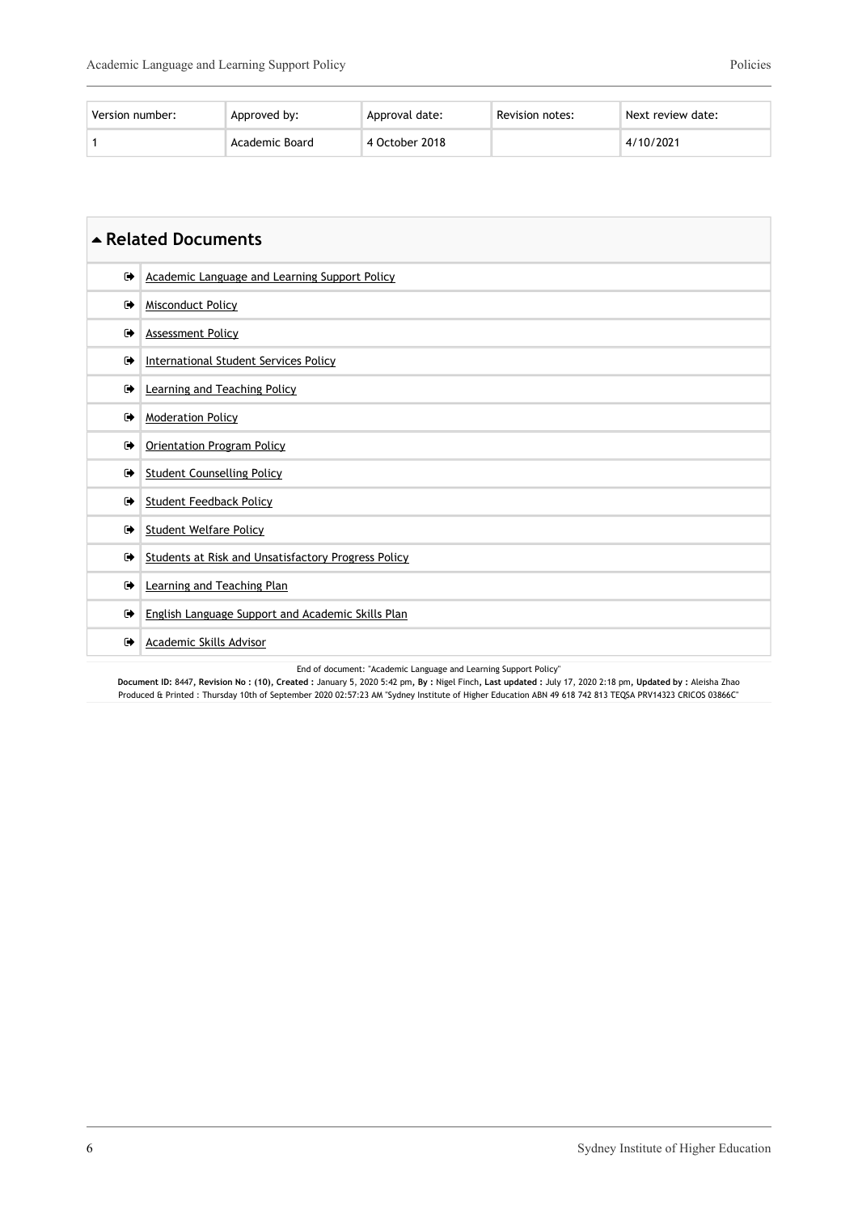| Version number: | Approved by: | Approval date: | Revision notes: | Next review date: |
|---|---|---|---|---|
| 1 | Academic Board | 4 October 2018 | | 4/10/2021 |

## ▲ Related Documents

- Academic Language and Learning Support Policy
- Misconduct Policy
- Assessment Policy
- International Student Services Policy
- Learning and Teaching Policy
- Moderation Policy
- Orientation Program Policy
- Student Counselling Policy
- Student Feedback Policy
- Student Welfare Policy
- Students at Risk and Unsatisfactory Progress Policy
- Learning and Teaching Plan
- English Language Support and Academic Skills Plan
- Academic Skills Advisor

End of document: "Academic Language and Learning Support Policy"

**Document ID:** 8447, **Revision No : (10), Created :** January 5, 2020 5:42 pm, **By :** Nigel Finch, **Last updated :** July 17, 2020 2:18 pm, **Updated by :** Aleisha Zhao

Produced & Printed : Thursday 10th of September 2020 02:57:23 AM "Sydney Institute of Higher Education ABN 49 618 742 813 TEQSA PRV14323 CRICOS 03866C"